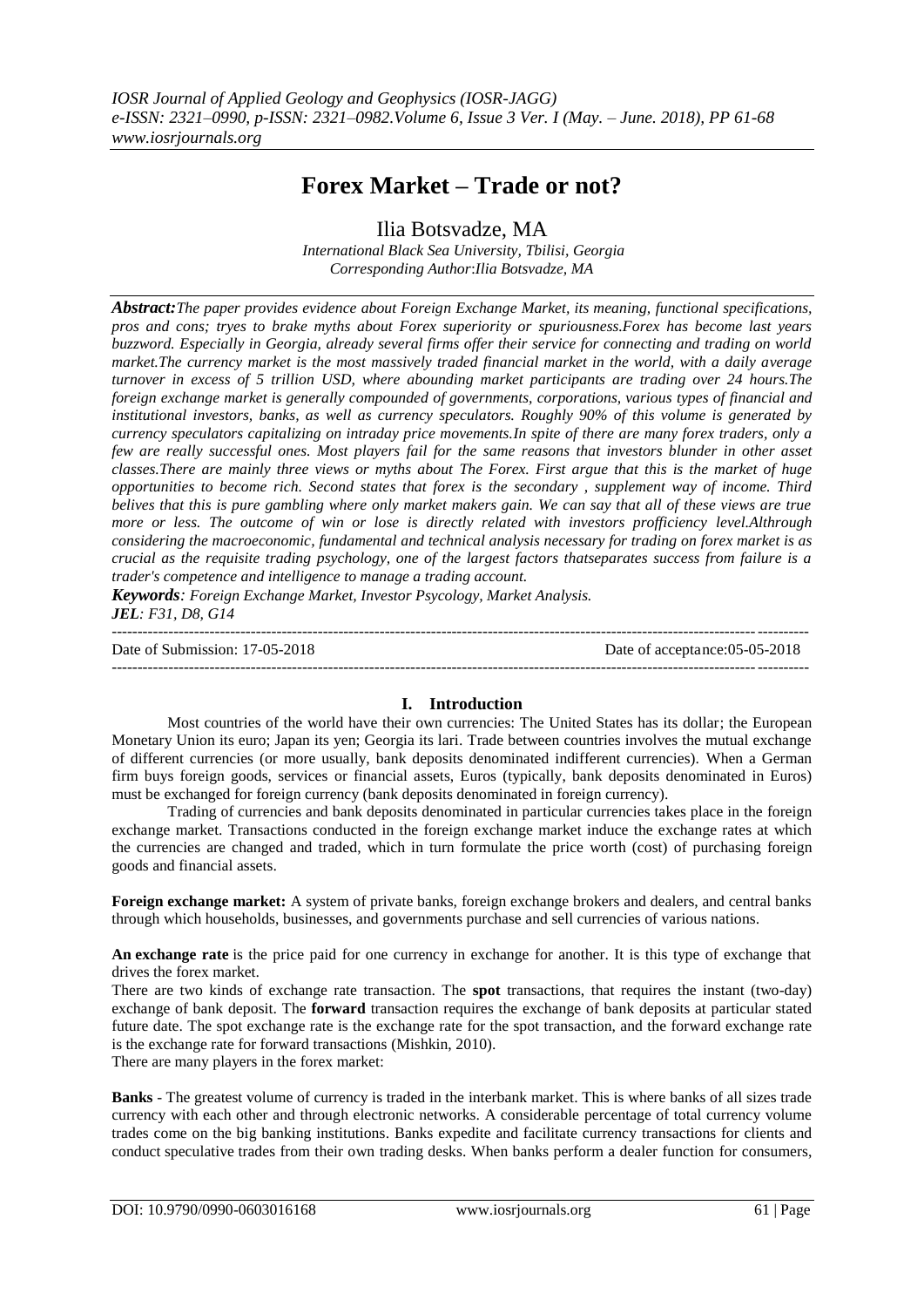# Forex Market – Trade or not?

Ilia Botsvadze, MA

*International Black Sea University, Tbilisi, Georgia*
*Corresponding Author:Ilia Botsvadze, MA*

***Abstract:****The paper provides evidence about Foreign Exchange Market, its meaning, functional specifications, pros and cons; tryes to brake myths about Forex superiority or spuriousness.Forex has become last years buzzword. Especially in Georgia, already several firms offer their service for connecting and trading on world market.The currency market is the most massively traded financial market in the world, with a daily average turnover in excess of 5 trillion USD, where abounding market participants are trading over 24 hours.The foreign exchange market is generally compounded of governments, corporations, various types of financial and institutional investors, banks, as well as currency speculators. Roughly 90% of this volume is generated by currency speculators capitalizing on intraday price movements.In spite of there are many forex traders, only a few are really successful ones. Most players fail for the same reasons that investors blunder in other asset classes.There are mainly three views or myths about The Forex. First argue that this is the market of huge opportunities to become rich. Second states that forex is the secondary , supplement way of income. Third belives that this is pure gambling where only market makers gain. We can say that all of these views are true more or less. The outcome of win or lose is directly related with investors profficiency level.Althrough considering the macroeconomic, fundamental and technical analysis necessary for trading on forex market is as crucial as the requisite trading psychology, one of the largest factors thatseparates success from failure is a trader's competence and intelligence to manage a trading account.*

***Keywords****: Foreign Exchange Market, Investor Psycology, Market Analysis.*
***JEL****: F31, D8, G14*

Date of Submission: 17-05-2018 Date of acceptance:05-05-2018

## I. Introduction

Most countries of the world have their own currencies: The United States has its dollar; the European Monetary Union its euro; Japan its yen; Georgia its lari. Trade between countries involves the mutual exchange of different currencies (or more usually, bank deposits denominated indifferent currencies). When a German firm buys foreign goods, services or financial assets, Euros (typically, bank deposits denominated in Euros) must be exchanged for foreign currency (bank deposits denominated in foreign currency).

Trading of currencies and bank deposits denominated in particular currencies takes place in the foreign exchange market. Transactions conducted in the foreign exchange market induce the exchange rates at which the currencies are changed and traded, which in turn formulate the price worth (cost) of purchasing foreign goods and financial assets.

**Foreign exchange market:** A system of private banks, foreign exchange brokers and dealers, and central banks through which households, businesses, and governments purchase and sell currencies of various nations.

**An exchange rate** is the price paid for one currency in exchange for another. It is this type of exchange that drives the forex market.

There are two kinds of exchange rate transaction. The **spot** transactions, that requires the instant (two-day) exchange of bank deposit. The **forward** transaction requires the exchange of bank deposits at particular stated future date. The spot exchange rate is the exchange rate for the spot transaction, and the forward exchange rate is the exchange rate for forward transactions (Mishkin, 2010).

There are many players in the forex market:

**Banks** - The greatest volume of currency is traded in the interbank market. This is where banks of all sizes trade currency with each other and through electronic networks. A considerable percentage of total currency volume trades come on the big banking institutions. Banks expedite and facilitate currency transactions for clients and conduct speculative trades from their own trading desks. When banks perform a dealer function for consumers,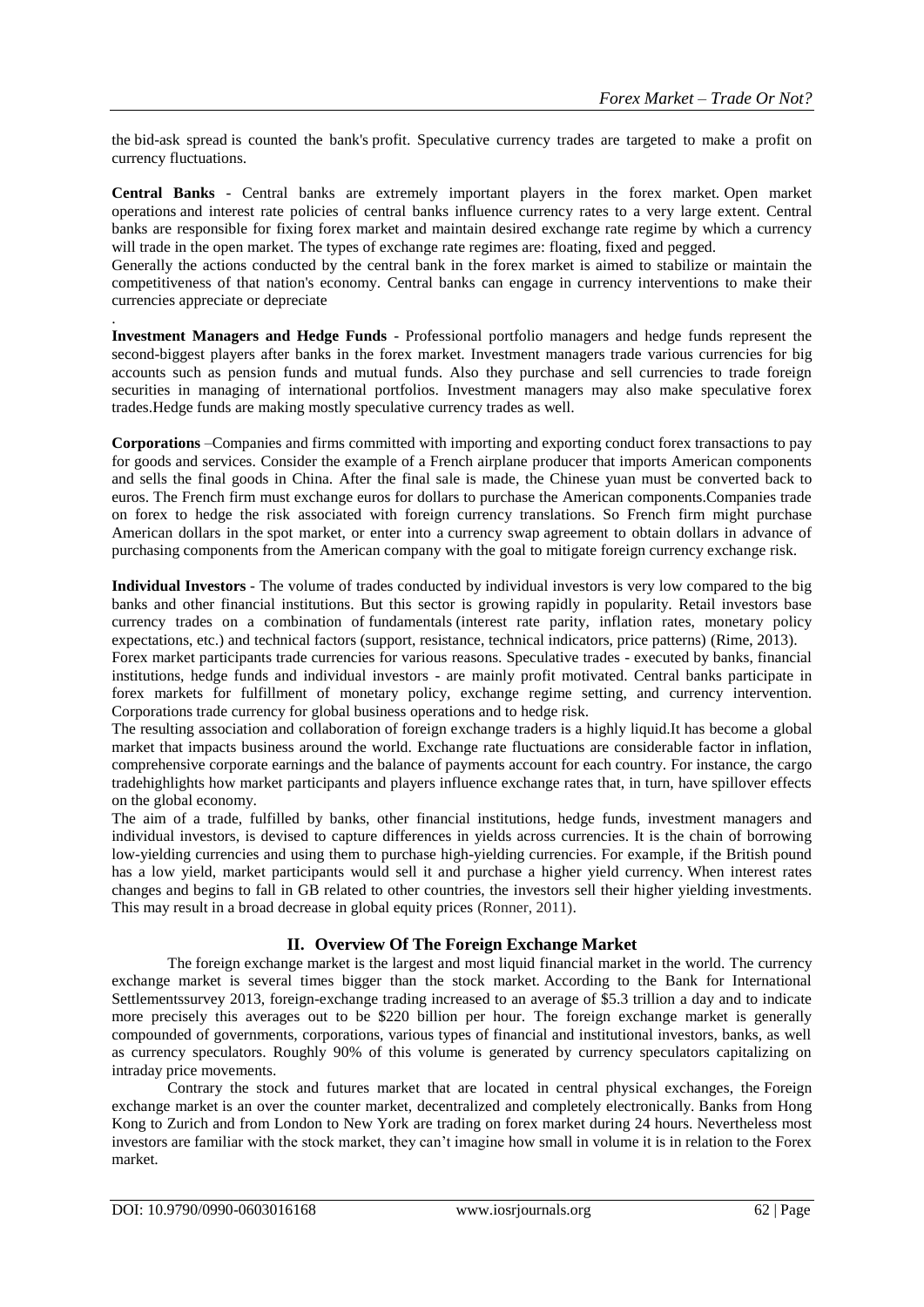the bid-ask spread is counted the bank's profit. Speculative currency trades are targeted to make a profit on currency fluctuations.

**Central Banks** - Central banks are extremely important players in the forex market. Open market operations and interest rate policies of central banks influence currency rates to a very large extent. Central banks are responsible for fixing forex market and maintain desired exchange rate regime by which a currency will trade in the open market. The types of exchange rate regimes are: floating, fixed and pegged.

Generally the actions conducted by the central bank in the forex market is aimed to stabilize or maintain the competitiveness of that nation's economy. Central banks can engage in currency interventions to make their currencies appreciate or depreciate

.

**Investment Managers and Hedge Funds** - Professional portfolio managers and hedge funds represent the second-biggest players after banks in the forex market. Investment managers trade various currencies for big accounts such as pension funds and mutual funds. Also they purchase and sell currencies to trade foreign securities in managing of international portfolios. Investment managers may also make speculative forex trades.Hedge funds are making mostly speculative currency trades as well.

**Corporations** –Companies and firms committed with importing and exporting conduct forex transactions to pay for goods and services. Consider the example of a French airplane producer that imports American components and sells the final goods in China. After the final sale is made, the Chinese yuan must be converted back to euros. The French firm must exchange euros for dollars to purchase the American components.Companies trade on forex to hedge the risk associated with foreign currency translations. So French firm might purchase American dollars in the spot market, or enter into a currency swap agreement to obtain dollars in advance of purchasing components from the American company with the goal to mitigate foreign currency exchange risk.

**Individual Investors** - The volume of trades conducted by individual investors is very low compared to the big banks and other financial institutions. But this sector is growing rapidly in popularity. Retail investors base currency trades on a combination of fundamentals (interest rate parity, inflation rates, monetary policy expectations, etc.) and technical factors (support, resistance, technical indicators, price patterns) (Rime, 2013).

Forex market participants trade currencies for various reasons. Speculative trades - executed by banks, financial institutions, hedge funds and individual investors - are mainly profit motivated. Central banks participate in forex markets for fulfillment of monetary policy, exchange regime setting, and currency intervention. Corporations trade currency for global business operations and to hedge risk.

The resulting association and collaboration of foreign exchange traders is a highly liquid.It has become a global market that impacts business around the world. Exchange rate fluctuations are considerable factor in inflation, comprehensive corporate earnings and the balance of payments account for each country. For instance, the cargo tradehighlights how market participants and players influence exchange rates that, in turn, have spillover effects on the global economy.

The aim of a trade, fulfilled by banks, other financial institutions, hedge funds, investment managers and individual investors, is devised to capture differences in yields across currencies. It is the chain of borrowing low-yielding currencies and using them to purchase high-yielding currencies. For example, if the British pound has a low yield, market participants would sell it and purchase a higher yield currency. When interest rates changes and begins to fall in GB related to other countries, the investors sell their higher yielding investments. This may result in a broad decrease in global equity prices (Ronner, 2011).

## II. Overview Of The Foreign Exchange Market

The foreign exchange market is the largest and most liquid financial market in the world. The currency exchange market is several times bigger than the stock market. According to the Bank for International Settlementssurvey 2013, foreign-exchange trading increased to an average of $5.3 trillion a day and to indicate more precisely this averages out to be $220 billion per hour. The foreign exchange market is generally compounded of governments, corporations, various types of financial and institutional investors, banks, as well as currency speculators. Roughly 90% of this volume is generated by currency speculators capitalizing on intraday price movements.

Contrary the stock and futures market that are located in central physical exchanges, the Foreign exchange market is an over the counter market, decentralized and completely electronically. Banks from Hong Kong to Zurich and from London to New York are trading on forex market during 24 hours. Nevertheless most investors are familiar with the stock market, they can't imagine how small in volume it is in relation to the Forex market.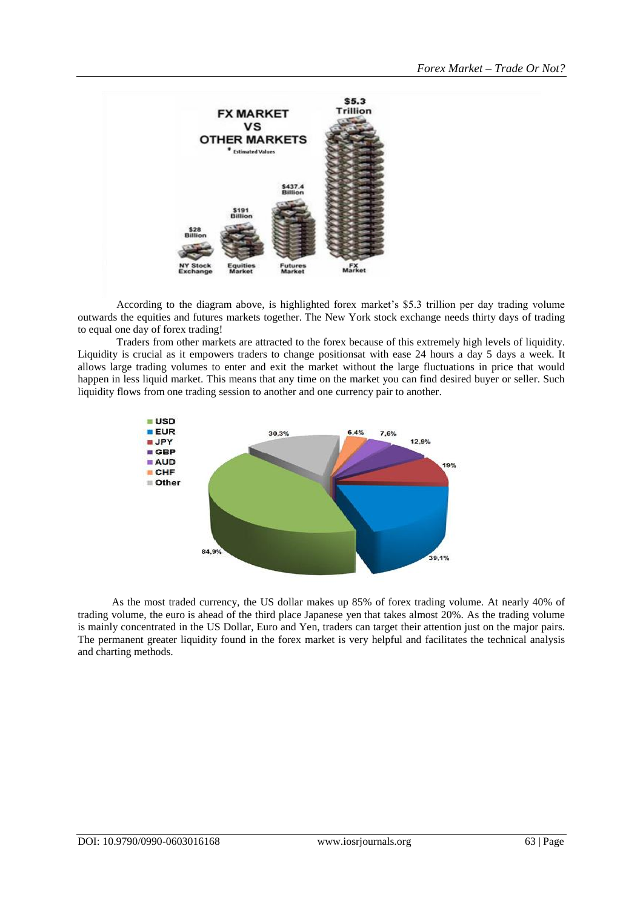According to the diagram above, is highlighted forex market's $5.3 trillion per day trading volume outwards the equities and futures markets together. The New York stock exchange needs thirty days of trading to equal one day of forex trading!

Traders from other markets are attracted to the forex because of this extremely high levels of liquidity. Liquidity is crucial as it empowers traders to change positionsat with ease 24 hours a day 5 days a week. It allows large trading volumes to enter and exit the market without the large fluctuations in price that would happen in less liquid market. This means that any time on the market you can find desired buyer or seller. Such liquidity flows from one trading session to another and one currency pair to another.

As the most traded currency, the US dollar makes up 85% of forex trading volume. At nearly 40% of trading volume, the euro is ahead of the third place Japanese yen that takes almost 20%. As the trading volume is mainly concentrated in the US Dollar, Euro and Yen, traders can target their attention just on the major pairs. The permanent greater liquidity found in the forex market is very helpful and facilitates the technical analysis and charting methods.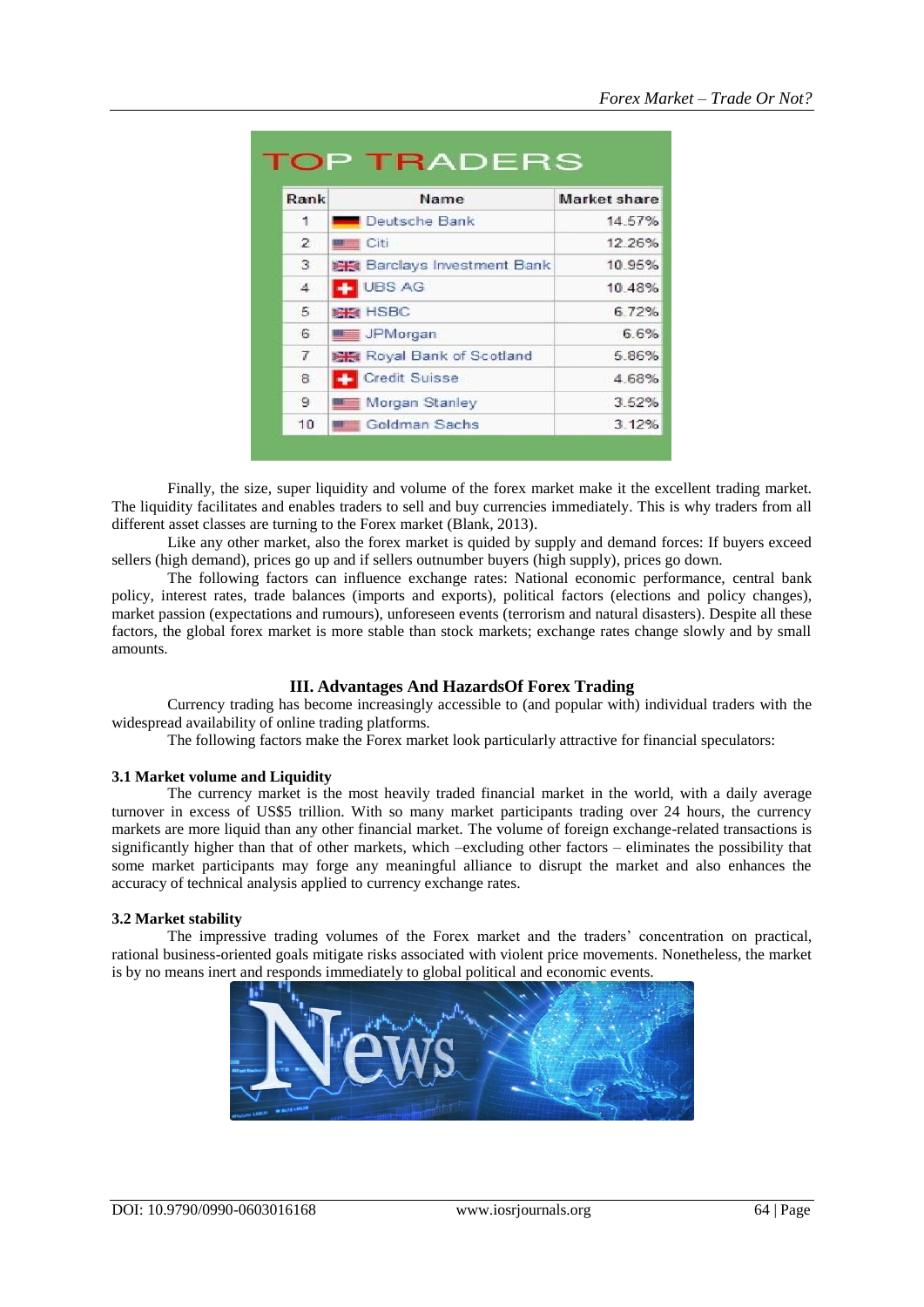**TOP TRADERS**

| Rank | Name | Market share |
|---|---|---|
| 1 | Deutsche Bank | 14.57% |
| 2 | Citi | 12.26% |
| 3 | Barclays Investment Bank | 10.95% |
| 4 | UBS AG | 10.48% |
| 5 | HSBC | 6.72% |
| 6 | JPMorgan | 6.6% |
| 7 | Royal Bank of Scotland | 5.86% |
| 8 | Credit Suisse | 4.68% |
| 9 | Morgan Stanley | 3.52% |
| 10 | Goldman Sachs | 3.12% |

Finally, the size, super liquidity and volume of the forex market make it the excellent trading market. The liquidity facilitates and enables traders to sell and buy currencies immediately. This is why traders from all different asset classes are turning to the Forex market (Blank, 2013).

Like any other market, also the forex market is quided by supply and demand forces: If buyers exceed sellers (high demand), prices go up and if sellers outnumber buyers (high supply), prices go down.

The following factors can influence exchange rates: National economic performance, central bank policy, interest rates, trade balances (imports and exports), political factors (elections and policy changes), market passion (expectations and rumours), unforeseen events (terrorism and natural disasters). Despite all these factors, the global forex market is more stable than stock markets; exchange rates change slowly and by small amounts.

## III. Advantages And HazardsOf Forex Trading

Currency trading has become increasingly accessible to (and popular with) individual traders with the widespread availability of online trading platforms.

The following factors make the Forex market look particularly attractive for financial speculators:

### 3.1 Market volume and Liquidity

The currency market is the most heavily traded financial market in the world, with a daily average turnover in excess of US$5 trillion. With so many market participants trading over 24 hours, the currency markets are more liquid than any other financial market. The volume of foreign exchange-related transactions is significantly higher than that of other markets, which –excluding other factors – eliminates the possibility that some market participants may forge any meaningful alliance to disrupt the market and also enhances the accuracy of technical analysis applied to currency exchange rates.

### 3.2 Market stability

The impressive trading volumes of the Forex market and the traders' concentration on practical, rational business-oriented goals mitigate risks associated with violent price movements. Nonetheless, the market is by no means inert and responds immediately to global political and economic events.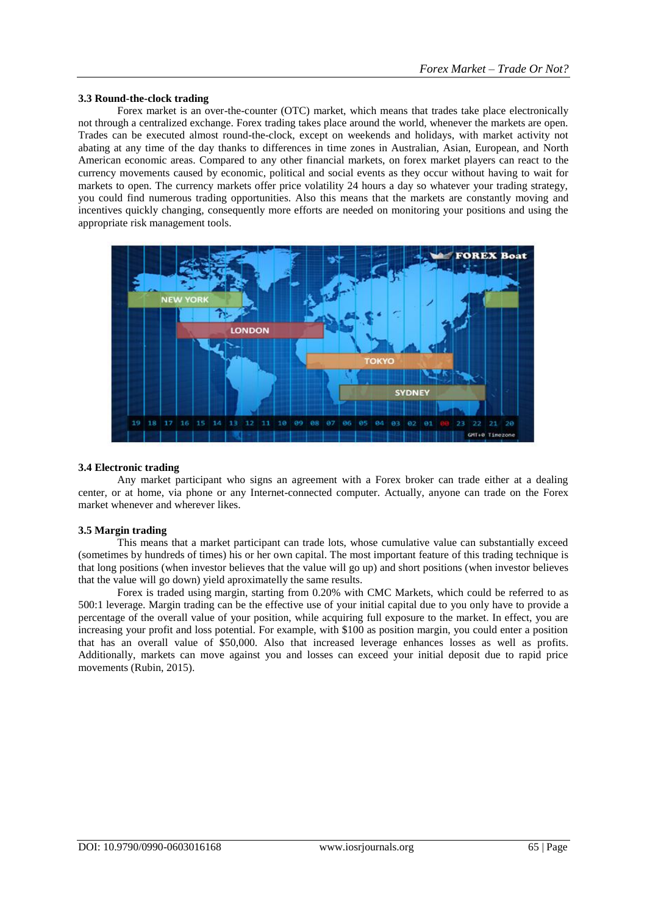### 3.3 Round-the-clock trading

Forex market is an over-the-counter (OTC) market, which means that trades take place electronically not through a centralized exchange. Forex trading takes place around the world, whenever the markets are open. Trades can be executed almost round-the-clock, except on weekends and holidays, with market activity not abating at any time of the day thanks to differences in time zones in Australian, Asian, European, and North American economic areas. Compared to any other financial markets, on forex market players can react to the currency movements caused by economic, political and social events as they occur without having to wait for markets to open. The currency markets offer price volatility 24 hours a day so whatever your trading strategy, you could find numerous trading opportunities. Also this means that the markets are constantly moving and incentives quickly changing, consequently more efforts are needed on monitoring your positions and using the appropriate risk management tools.

### 3.4 Electronic trading

Any market participant who signs an agreement with a Forex broker can trade either at a dealing center, or at home, via phone or any Internet-connected computer. Actually, anyone can trade on the Forex market whenever and wherever likes.

### 3.5 Margin trading

This means that a market participant can trade lots, whose cumulative value can substantially exceed (sometimes by hundreds of times) his or her own capital. The most important feature of this trading technique is that long positions (when investor believes that the value will go up) and short positions (when investor believes that the value will go down) yield aproximatelly the same results.

Forex is traded using margin, starting from 0.20% with CMC Markets, which could be referred to as 500:1 leverage. Margin trading can be the effective use of your initial capital due to you only have to provide a percentage of the overall value of your position, while acquiring full exposure to the market. In effect, you are increasing your profit and loss potential. For example, with $100 as position margin, you could enter a position that has an overall value of $50,000. Also that increased leverage enhances losses as well as profits. Additionally, markets can move against you and losses can exceed your initial deposit due to rapid price movements (Rubin, 2015).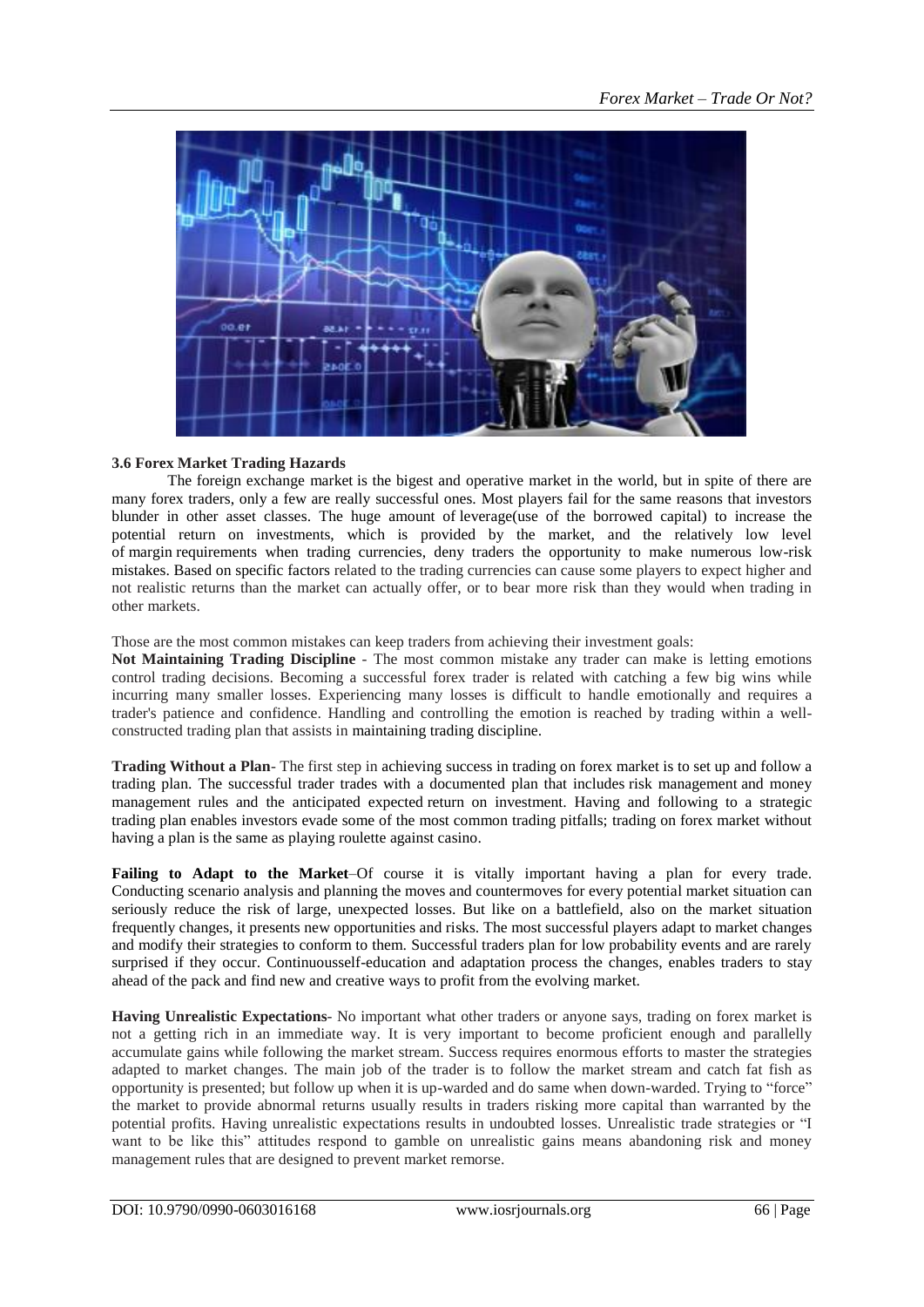### 3.6 Forex Market Trading Hazards

The foreign exchange market is the bigest and operative market in the world, but in spite of there are many forex traders, only a few are really successful ones. Most players fail for the same reasons that investors blunder in other asset classes. The huge amount of leverage(use of the borrowed capital) to increase the potential return on investments, which is provided by the market, and the relatively low level of margin requirements when trading currencies, deny traders the opportunity to make numerous low-risk mistakes. Based on specific factors related to the trading currencies can cause some players to expect higher and not realistic returns than the market can actually offer, or to bear more risk than they would when trading in other markets.

Those are the most common mistakes can keep traders from achieving their investment goals:

**Not Maintaining Trading Discipline** - The most common mistake any trader can make is letting emotions control trading decisions. Becoming a successful forex trader is related with catching a few big wins while incurring many smaller losses. Experiencing many losses is difficult to handle emotionally and requires a trader's patience and confidence. Handling and controlling the emotion is reached by trading within a well-constructed trading plan that assists in maintaining trading discipline.

**Trading Without a Plan**- The first step in achieving success in trading on forex market is to set up and follow a trading plan. The successful trader trades with a documented plan that includes risk management and money management rules and the anticipated expected return on investment. Having and following to a strategic trading plan enables investors evade some of the most common trading pitfalls; trading on forex market without having a plan is the same as playing roulette against casino.

**Failing to Adapt to the Market**–Of course it is vitally important having a plan for every trade. Conducting scenario analysis and planning the moves and countermoves for every potential market situation can seriously reduce the risk of large, unexpected losses. But like on a battlefield, also on the market situation frequently changes, it presents new opportunities and risks. The most successful players adapt to market changes and modify their strategies to conform to them. Successful traders plan for low probability events and are rarely surprised if they occur. Continuousself-education and adaptation process the changes, enables traders to stay ahead of the pack and find new and creative ways to profit from the evolving market.

**Having Unrealistic Expectations**- No important what other traders or anyone says, trading on forex market is not a getting rich in an immediate way. It is very important to become proficient enough and parallelly accumulate gains while following the market stream. Success requires enormous efforts to master the strategies adapted to market changes. The main job of the trader is to follow the market stream and catch fat fish as opportunity is presented; but follow up when it is up-warded and do same when down-warded. Trying to "force" the market to provide abnormal returns usually results in traders risking more capital than warranted by the potential profits. Having unrealistic expectations results in undoubted losses. Unrealistic trade strategies or "I want to be like this" attitudes respond to gamble on unrealistic gains means abandoning risk and money management rules that are designed to prevent market remorse.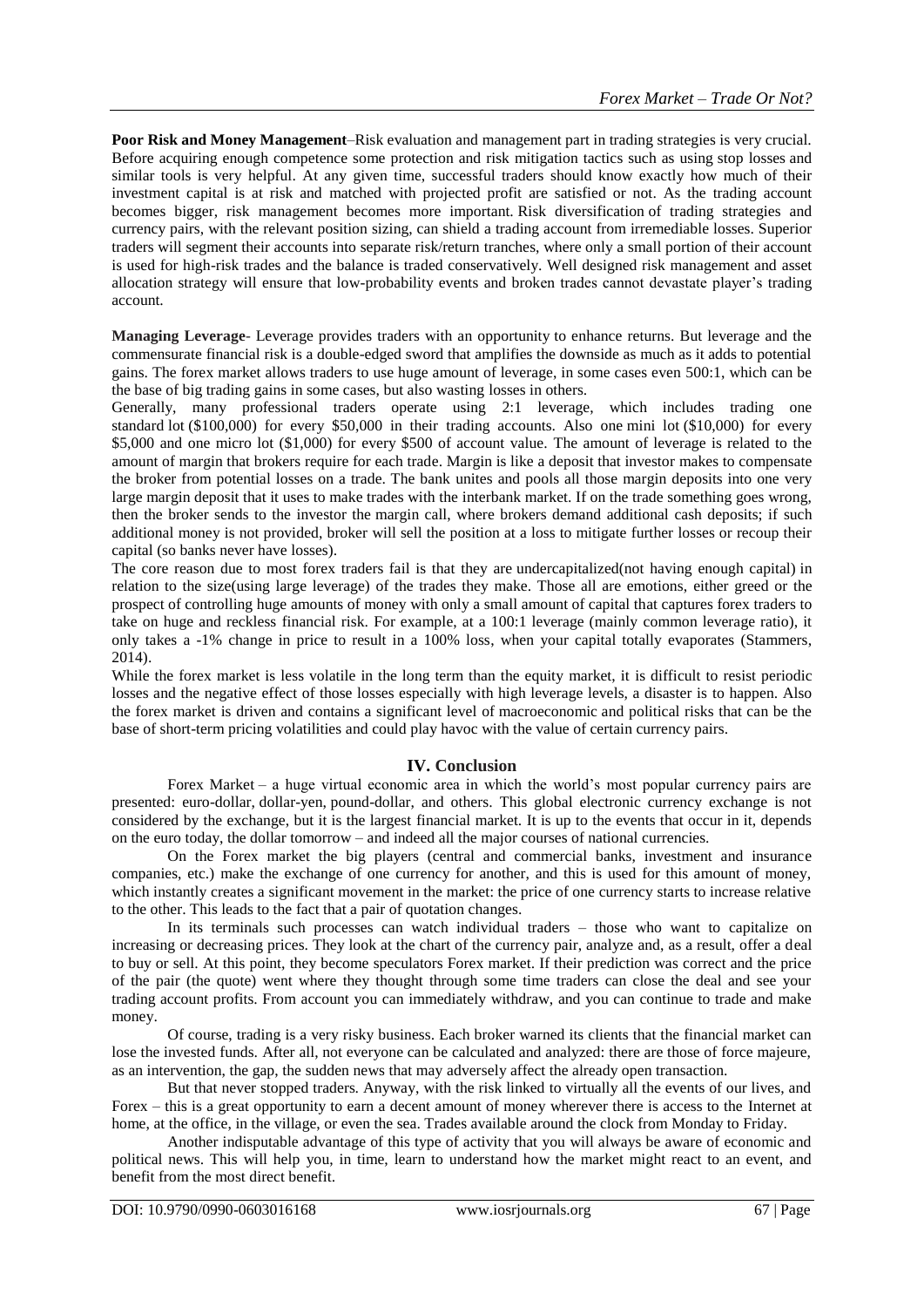**Poor Risk and Money Management**–Risk evaluation and management part in trading strategies is very crucial. Before acquiring enough competence some protection and risk mitigation tactics such as using stop losses and similar tools is very helpful. At any given time, successful traders should know exactly how much of their investment capital is at risk and matched with projected profit are satisfied or not. As the trading account becomes bigger, risk management becomes more important. Risk diversification of trading strategies and currency pairs, with the relevant position sizing, can shield a trading account from irremediable losses. Superior traders will segment their accounts into separate risk/return tranches, where only a small portion of their account is used for high-risk trades and the balance is traded conservatively. Well designed risk management and asset allocation strategy will ensure that low-probability events and broken trades cannot devastate player's trading account.

**Managing Leverage**- Leverage provides traders with an opportunity to enhance returns. But leverage and the commensurate financial risk is a double-edged sword that amplifies the downside as much as it adds to potential gains. The forex market allows traders to use huge amount of leverage, in some cases even 500:1, which can be the base of big trading gains in some cases, but also wasting losses in others.

Generally, many professional traders operate using 2:1 leverage, which includes trading one standard lot ($100,000) for every $50,000 in their trading accounts. Also one mini lot ($10,000) for every $5,000 and one micro lot ($1,000) for every $500 of account value. The amount of leverage is related to the amount of margin that brokers require for each trade. Margin is like a deposit that investor makes to compensate the broker from potential losses on a trade. The bank unites and pools all those margin deposits into one very large margin deposit that it uses to make trades with the interbank market. If on the trade something goes wrong, then the broker sends to the investor the margin call, where brokers demand additional cash deposits; if such additional money is not provided, broker will sell the position at a loss to mitigate further losses or recoup their capital (so banks never have losses).

The core reason due to most forex traders fail is that they are undercapitalized(not having enough capital) in relation to the size(using large leverage) of the trades they make. Those all are emotions, either greed or the prospect of controlling huge amounts of money with only a small amount of capital that captures forex traders to take on huge and reckless financial risk. For example, at a 100:1 leverage (mainly common leverage ratio), it only takes a -1% change in price to result in a 100% loss, when your capital totally evaporates (Stammers, 2014).

While the forex market is less volatile in the long term than the equity market, it is difficult to resist periodic losses and the negative effect of those losses especially with high leverage levels, a disaster is to happen. Also the forex market is driven and contains a significant level of macroeconomic and political risks that can be the base of short-term pricing volatilities and could play havoc with the value of certain currency pairs.

## IV. Conclusion

Forex Market – a huge virtual economic area in which the world's most popular currency pairs are presented: euro-dollar, dollar-yen, pound-dollar, and others. This global electronic currency exchange is not considered by the exchange, but it is the largest financial market. It is up to the events that occur in it, depends on the euro today, the dollar tomorrow – and indeed all the major courses of national currencies.

On the Forex market the big players (central and commercial banks, investment and insurance companies, etc.) make the exchange of one currency for another, and this is used for this amount of money, which instantly creates a significant movement in the market: the price of one currency starts to increase relative to the other. This leads to the fact that a pair of quotation changes.

In its terminals such processes can watch individual traders – those who want to capitalize on increasing or decreasing prices. They look at the chart of the currency pair, analyze and, as a result, offer a deal to buy or sell. At this point, they become speculators Forex market. If their prediction was correct and the price of the pair (the quote) went where they thought through some time traders can close the deal and see your trading account profits. From account you can immediately withdraw, and you can continue to trade and make money.

Of course, trading is a very risky business. Each broker warned its clients that the financial market can lose the invested funds. After all, not everyone can be calculated and analyzed: there are those of force majeure, as an intervention, the gap, the sudden news that may adversely affect the already open transaction.

But that never stopped traders. Anyway, with the risk linked to virtually all the events of our lives, and Forex – this is a great opportunity to earn a decent amount of money wherever there is access to the Internet at home, at the office, in the village, or even the sea. Trades available around the clock from Monday to Friday.

Another indisputable advantage of this type of activity that you will always be aware of economic and political news. This will help you, in time, learn to understand how the market might react to an event, and benefit from the most direct benefit.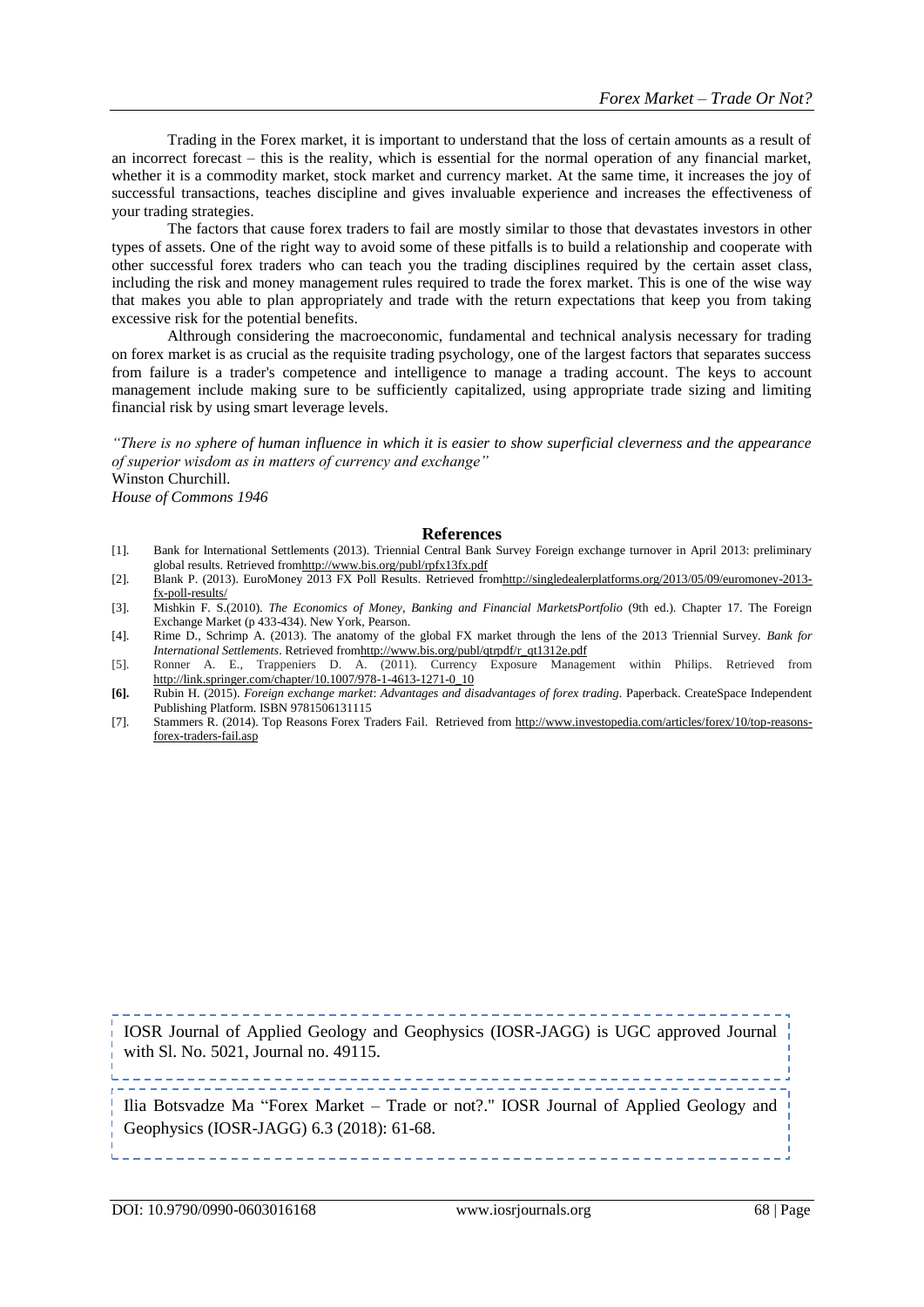Trading in the Forex market, it is important to understand that the loss of certain amounts as a result of an incorrect forecast – this is the reality, which is essential for the normal operation of any financial market, whether it is a commodity market, stock market and currency market. At the same time, it increases the joy of successful transactions, teaches discipline and gives invaluable experience and increases the effectiveness of your trading strategies.

The factors that cause forex traders to fail are mostly similar to those that devastates investors in other types of assets. One of the right way to avoid some of these pitfalls is to build a relationship and cooperate with other successful forex traders who can teach you the trading disciplines required by the certain asset class, including the risk and money management rules required to trade the forex market. This is one of the wise way that makes you able to plan appropriately and trade with the return expectations that keep you from taking excessive risk for the potential benefits.

Althrough considering the macroeconomic, fundamental and technical analysis necessary for trading on forex market is as crucial as the requisite trading psychology, one of the largest factors that separates success from failure is a trader's competence and intelligence to manage a trading account. The keys to account management include making sure to be sufficiently capitalized, using appropriate trade sizing and limiting financial risk by using smart leverage levels.

*"There is no sphere of human influence in which it is easier to show superficial cleverness and the appearance of superior wisdom as in matters of currency and exchange"*
Winston Churchill.
*House of Commons 1946*

## References

[1]. Bank for International Settlements (2013). Triennial Central Bank Survey Foreign exchange turnover in April 2013: preliminary global results. Retrieved fromhttp://www.bis.org/publ/rpfx13fx.pdf

[2]. Blank P. (2013). EuroMoney 2013 FX Poll Results. Retrieved fromhttp://singledealerplatforms.org/2013/05/09/euromoney-2013-fx-poll-results/

[3]. Mishkin F. S.(2010). *The Economics of Money, Banking and Financial MarketsPortfolio* (9th ed.). Chapter 17. The Foreign Exchange Market (p 433-434). New York, Pearson.

[4]. Rime D., Schrimp A. (2013). The anatomy of the global FX market through the lens of the 2013 Triennial Survey. *Bank for International Settlements*. Retrieved fromhttp://www.bis.org/publ/qtrpdf/r_qt1312e.pdf

[5]. Ronner A. E., Trappeniers D. A. (2011). Currency Exposure Management within Philips. Retrieved from http://link.springer.com/chapter/10.1007/978-1-4613-1271-0_10

**[6].** Rubin H. (2015). *Foreign exchange market*: *Advantages and disadvantages of forex trading*. Paperback. CreateSpace Independent Publishing Platform. ISBN 9781506131115

[7]. Stammers R. (2014). Top Reasons Forex Traders Fail. Retrieved from http://www.investopedia.com/articles/forex/10/top-reasons-forex-traders-fail.asp

IOSR Journal of Applied Geology and Geophysics (IOSR-JAGG) is UGC approved Journal with Sl. No. 5021, Journal no. 49115.

Ilia Botsvadze Ma "Forex Market – Trade or not?." IOSR Journal of Applied Geology and Geophysics (IOSR-JAGG) 6.3 (2018): 61-68.